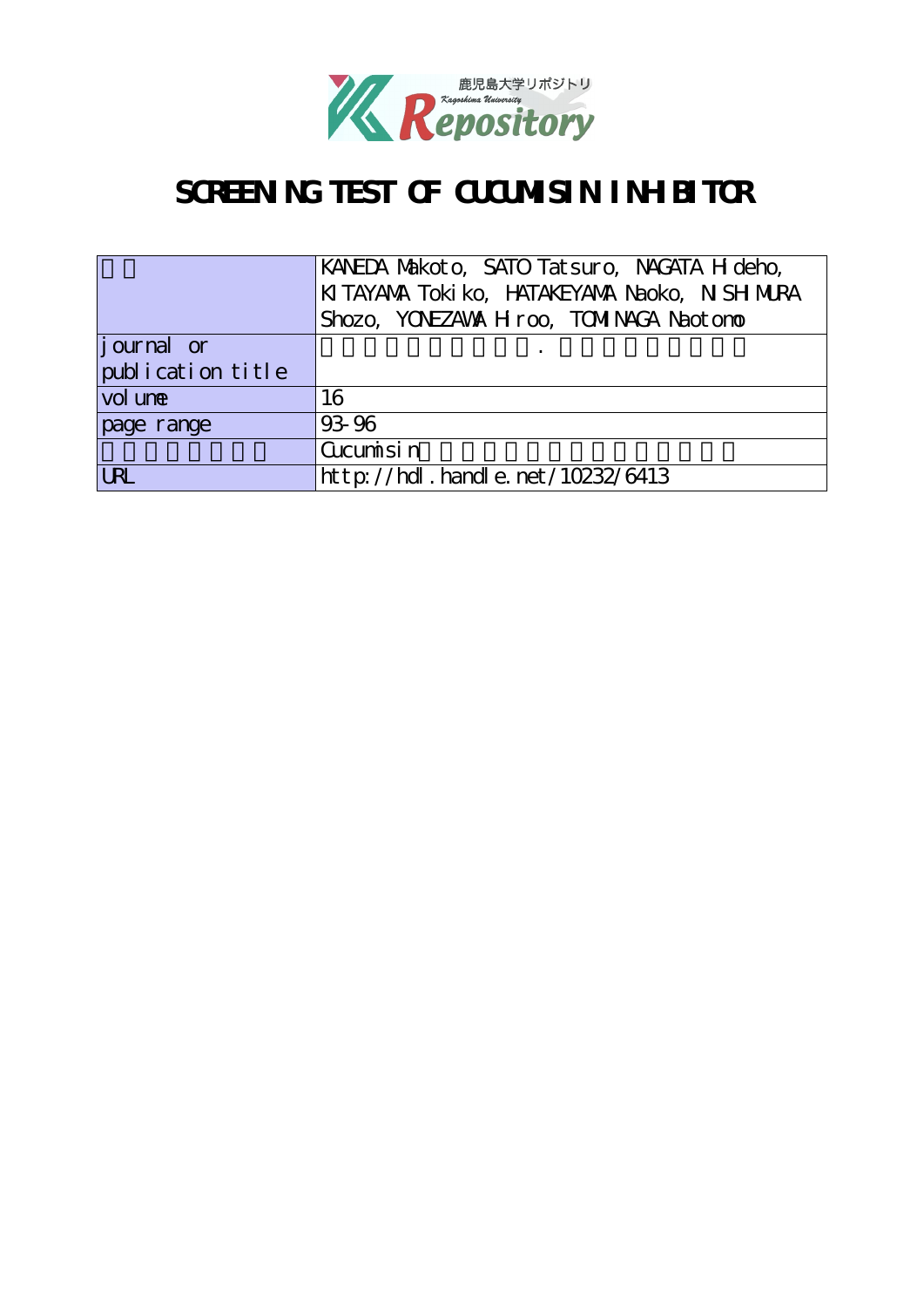# SCREENING TEST OF CUCUMISIN INHIBITOR

| | |
|---|---|
| | KANEDA Makoto, SATO Tatsuro, NAGATA Hideho, KITAYAMA Tokiko, HATAKEYAMA Naoko, NISHIMURA Shozo, YONEZAWA Hiroo, TOMINAGA Naotomo |
| journal or publication title | |
| volume | 16 |
| page range | 93-96 |
| | Cucumisin |
| URL | http://hdl.handle.net/10232/6413 |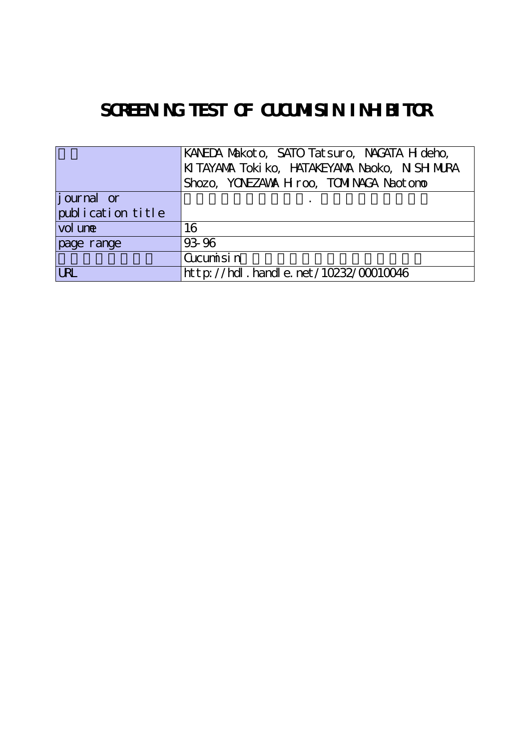# SCREENING TEST OF CUCUMISIN INHIBITOR

| | |
|---|---|
| | KANEDA Makoto, SATO Tatsuro, NAGATA Hideho, KITAYAMA Tokiko, HATAKEYAMA Naoko, NISHIMURA Shozo, YONEZAWA Hiroo, TOMINAGA Naotomo |
| journal or publication title | . |
| volume | 16 |
| page range | 93-96 |
| | Cucumisin |
| URL | http://hdl.handle.net/10232/00010046 |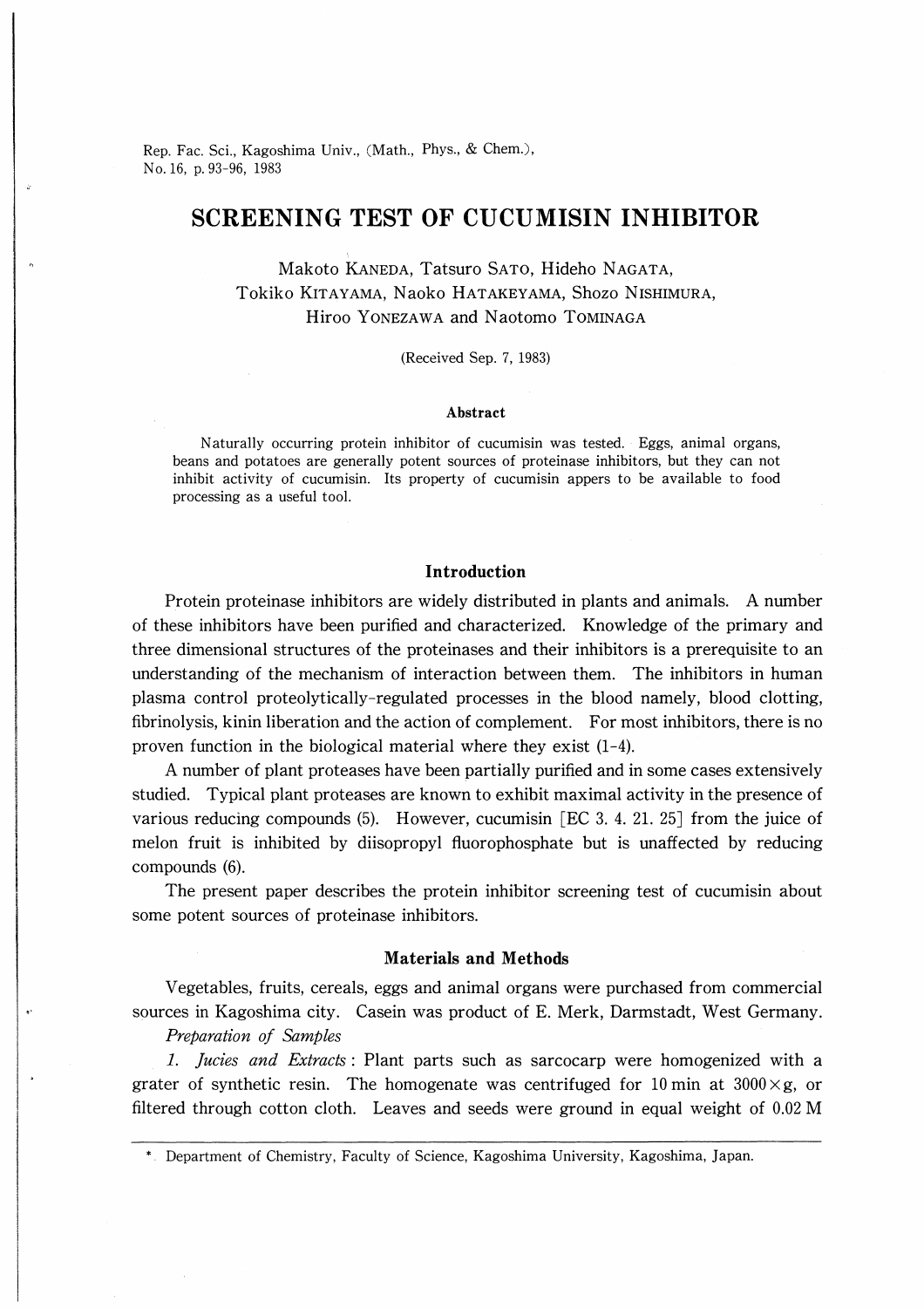# SCREENING TEST OF CUCUMISIN INHIBITOR

Makoto KANEDA, Tatsuro SATO, Hideho NAGATA, Tokiko KITAYAMA, Naoko HATAKEYAMA, Shozo NISHIMURA, Hiroo YONEZAWA and Naotomo TOMINAGA

(Received Sep. 7, 1983)

### Abstract

Naturally occurring protein inhibitor of cucumisin was tested. Eggs, animal organs, beans and potatoes are generally potent sources of proteinase inhibitors, but they can not inhibit activity of cucumisin. Its property of cucumisin appers to be available to food processing as a useful tool.

## Introduction

Protein proteinase inhibitors are widely distributed in plants and animals. A number of these inhibitors have been purified and characterized. Knowledge of the primary and three dimensional structures of the proteinases and their inhibitors is a prerequisite to an understanding of the mechanism of interaction between them. The inhibitors in human plasma control proteolytically-regulated processes in the blood namely, blood clotting, fibrinolysis, kinin liberation and the action of complement. For most inhibitors, there is no proven function in the biological material where they exist (1-4).

A number of plant proteases have been partially purified and in some cases extensively studied. Typical plant proteases are known to exhibit maximal activity in the presence of various reducing compounds (5). However, cucumisin [EC 3. 4. 21. 25] from the juice of melon fruit is inhibited by diisopropyl fluorophosphate but is unaffected by reducing compounds (6).

The present paper describes the protein inhibitor screening test of cucumisin about some potent sources of proteinase inhibitors.

## Materials and Methods

Vegetables, fruits, cereals, eggs and animal organs were purchased from commercial sources in Kagoshima city. Casein was product of E. Merk, Darmstadt, West Germany.

*Preparation of Samples*

*1. Jucies and Extracts*: Plant parts such as sarcocarp were homogenized with a grater of synthetic resin. The homogenate was centrifuged for 10 min at $3000 \times g$, or filtered through cotton cloth. Leaves and seeds were ground in equal weight of 0.02 M

---

\* Department of Chemistry, Faculty of Science, Kagoshima University, Kagoshima, Japan.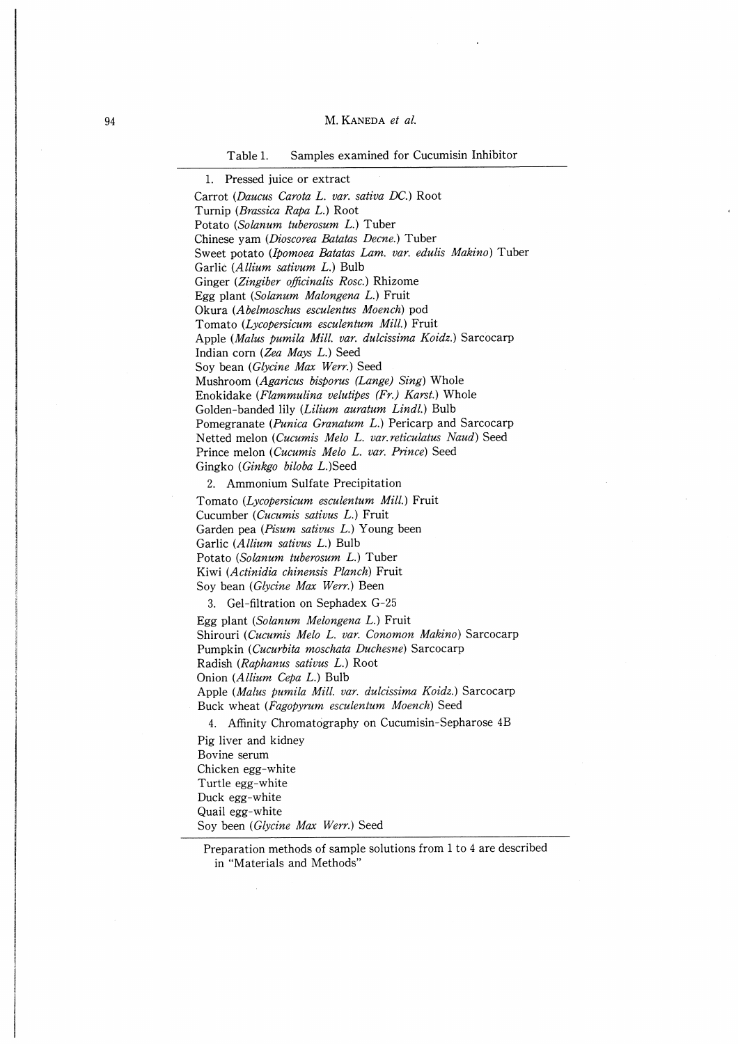Table 1. Samples examined for Cucumisin Inhibitor

1. Pressed juice or extract

Carrot (*Daucus Carota L. var. sativa DC.*) Root
Turnip (*Brassica Rapa L.*) Root
Potato (*Solanum tuberosum L.*) Tuber
Chinese yam (*Dioscorea Batatas Decne.*) Tuber
Sweet potato (*Ipomoea Batatas Lam. var. edulis Makino*) Tuber
Garlic (*Allium sativum L.*) Bulb
Ginger (*Zingiber officinalis Rosc.*) Rhizome
Egg plant (*Solanum Malongena L.*) Fruit
Okura (*Abelmoschus esculentus Moench*) pod
Tomato (*Lycopersicum esculentum Mill.*) Fruit
Apple (*Malus pumila Mill. var. dulcissima Koidz.*) Sarcocarp
Indian corn (*Zea Mays L.*) Seed
Soy bean (*Glycine Max Werr.*) Seed
Mushroom (*Agaricus bisporus (Lange) Sing*) Whole
Enokidake (*Flammulina velutipes (Fr.) Karst.*) Whole
Golden-banded lily (*Lilium auratum Lindl.*) Bulb
Pomegranate (*Punica Granatum L.*) Pericarp and Sarcocarp
Netted melon (*Cucumis Melo L. var.reticulatus Naud*) Seed
Prince melon (*Cucumis Melo L. var. Prince*) Seed
Gingko (*Ginkgo biloba L.*)Seed

2. Ammonium Sulfate Precipitation

Tomato (*Lycopersicum esculentum Mill.*) Fruit
Cucumber (*Cucumis sativus L.*) Fruit
Garden pea (*Pisum sativus L.*) Young been
Garlic (*Allium sativus L.*) Bulb
Potato (*Solanum tuberosum L.*) Tuber
Kiwi (*Actinidia chinensis Planch*) Fruit
Soy bean (*Glycine Max Werr.*) Been

3. Gel-filtration on Sephadex G-25

Egg plant (*Solanum Melongena L.*) Fruit
Shirouri (*Cucumis Melo L. var. Conomon Makino*) Sarcocarp
Pumpkin (*Cucurbita moschata Duchesne*) Sarcocarp
Radish (*Raphanus sativus L.*) Root
Onion (*Allium Cepa L.*) Bulb
Apple (*Malus pumila Mill. var. dulcissima Koidz.*) Sarcocarp
Buck wheat (*Fagopyrum esculentum Moench*) Seed

4. Affinity Chromatography on Cucumisin-Sepharose 4B

Pig liver and kidney
Bovine serum
Chicken egg-white
Turtle egg-white
Duck egg-white
Quail egg-white
Soy been (*Glycine Max Werr.*) Seed

Preparation methods of sample solutions from 1 to 4 are described in "Materials and Methods"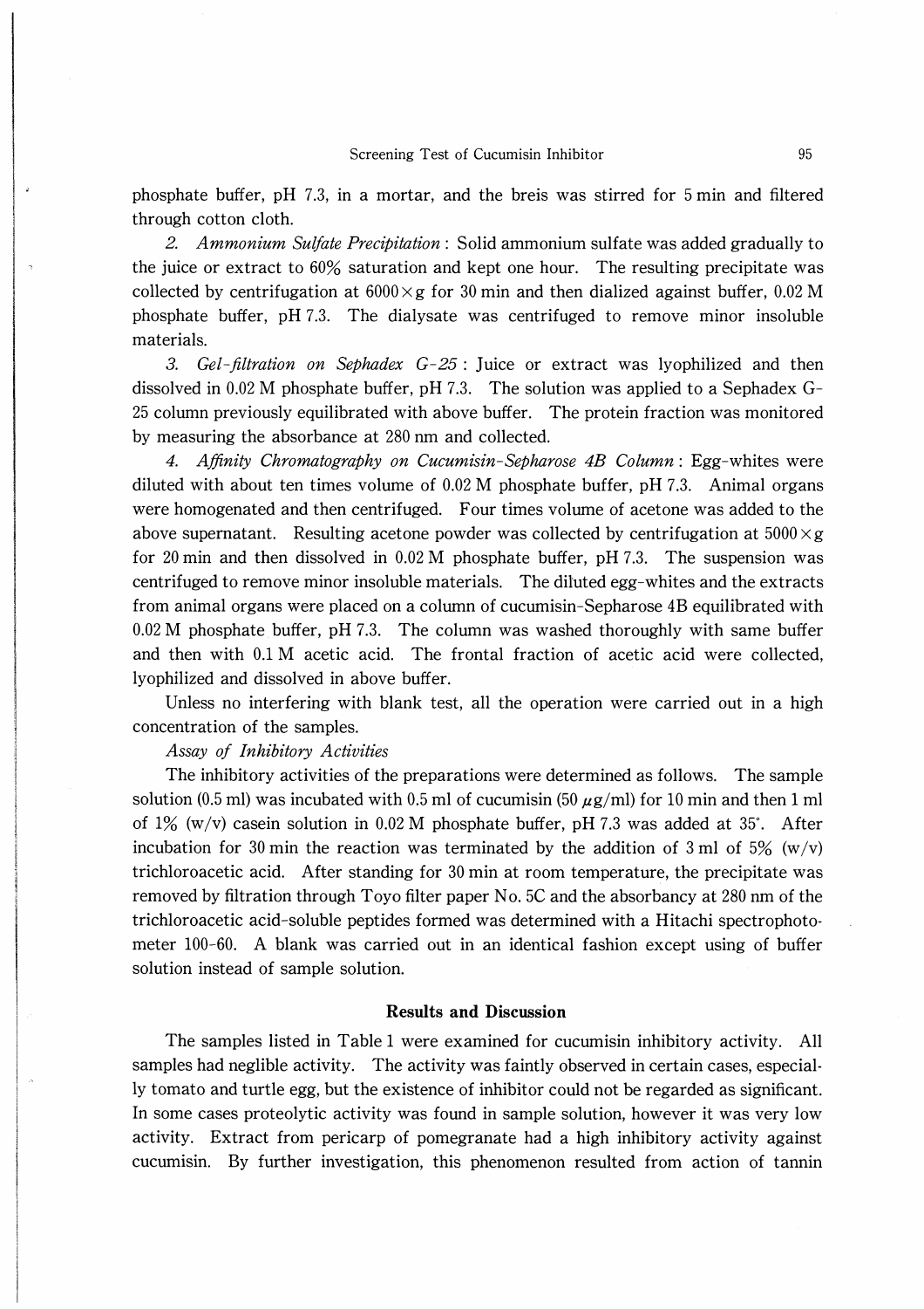phosphate buffer, pH 7.3, in a mortar, and the breis was stirred for 5 min and filtered through cotton cloth.

*2. Ammonium Sulfate Precipitation*: Solid ammonium sulfate was added gradually to the juice or extract to 60% saturation and kept one hour. The resulting precipitate was collected by centrifugation at 6000×g for 30 min and then dialized against buffer, 0.02 M phosphate buffer, pH 7.3. The dialysate was centrifuged to remove minor insoluble materials.

*3. Gel-filtration on Sephadex G-25*: Juice or extract was lyophilized and then dissolved in 0.02 M phosphate buffer, pH 7.3. The solution was applied to a Sephadex G-25 column previously equilibrated with above buffer. The protein fraction was monitored by measuring the absorbance at 280 nm and collected.

*4. Affinity Chromatography on Cucumisin-Sepharose 4B Column*: Egg-whites were diluted with about ten times volume of 0.02 M phosphate buffer, pH 7.3. Animal organs were homogenated and then centrifuged. Four times volume of acetone was added to the above supernatant. Resulting acetone powder was collected by centrifugation at 5000×g for 20 min and then dissolved in 0.02 M phosphate buffer, pH 7.3. The suspension was centrifuged to remove minor insoluble materials. The diluted egg-whites and the extracts from animal organs were placed on a column of cucumisin-Sepharose 4B equilibrated with 0.02 M phosphate buffer, pH 7.3. The column was washed thoroughly with same buffer and then with 0.1 M acetic acid. The frontal fraction of acetic acid were collected, lyophilized and dissolved in above buffer.

Unless no interfering with blank test, all the operation were carried out in a high concentration of the samples.

*Assay of Inhibitory Activities*

The inhibitory activities of the preparations were determined as follows. The sample solution (0.5 ml) was incubated with 0.5 ml of cucumisin (50 $\mu$g/ml) for 10 min and then 1 ml of 1% (w/v) casein solution in 0.02 M phosphate buffer, pH 7.3 was added at 35°. After incubation for 30 min the reaction was terminated by the addition of 3 ml of 5% (w/v) trichloroacetic acid. After standing for 30 min at room temperature, the precipitate was removed by filtration through Toyo filter paper No. 5C and the absorbancy at 280 nm of the trichloroacetic acid-soluble peptides formed was determined with a Hitachi spectrophotometer 100-60. A blank was carried out in an identical fashion except using of buffer solution instead of sample solution.

## Results and Discussion

The samples listed in Table 1 were examined for cucumisin inhibitory activity. All samples had neglible activity. The activity was faintly observed in certain cases, especially tomato and turtle egg, but the existence of inhibitor could not be regarded as significant. In some cases proteolytic activity was found in sample solution, however it was very low activity. Extract from pericarp of pomegranate had a high inhibitory activity against cucumisin. By further investigation, this phenomenon resulted from action of tannin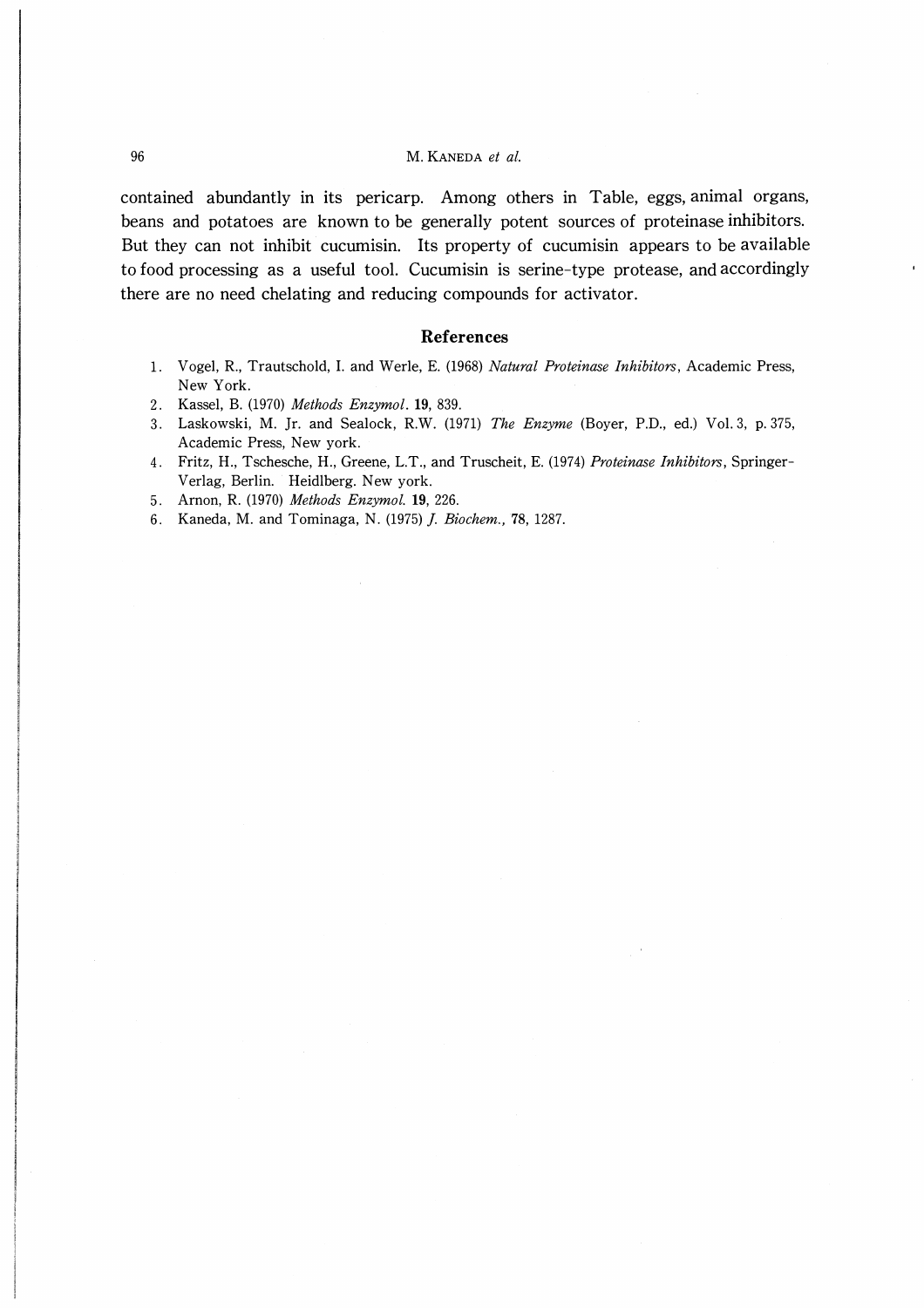contained abundantly in its pericarp. Among others in Table, eggs, animal organs, beans and potatoes are known to be generally potent sources of proteinase inhibitors. But they can not inhibit cucumisin. Its property of cucumisin appears to be available to food processing as a useful tool. Cucumisin is serine-type protease, and accordingly there are no need chelating and reducing compounds for activator.

## References

1. Vogel, R., Trautschold, I. and Werle, E. (1968) *Natural Proteinase Inhibitors*, Academic Press, New York.
2. Kassel, B. (1970) *Methods Enzymol*. **19**, 839.
3. Laskowski, M. Jr. and Sealock, R.W. (1971) *The Enzyme* (Boyer, P.D., ed.) Vol. 3, p. 375, Academic Press, New york.
4. Fritz, H., Tschesche, H., Greene, L.T., and Truscheit, E. (1974) *Proteinase Inhibitors*, Springer-Verlag, Berlin. Heidlberg. New york.
5. Arnon, R. (1970) *Methods Enzymol.* **19**, 226.
6. Kaneda, M. and Tominaga, N. (1975) *J. Biochem.,* **78**, 1287.